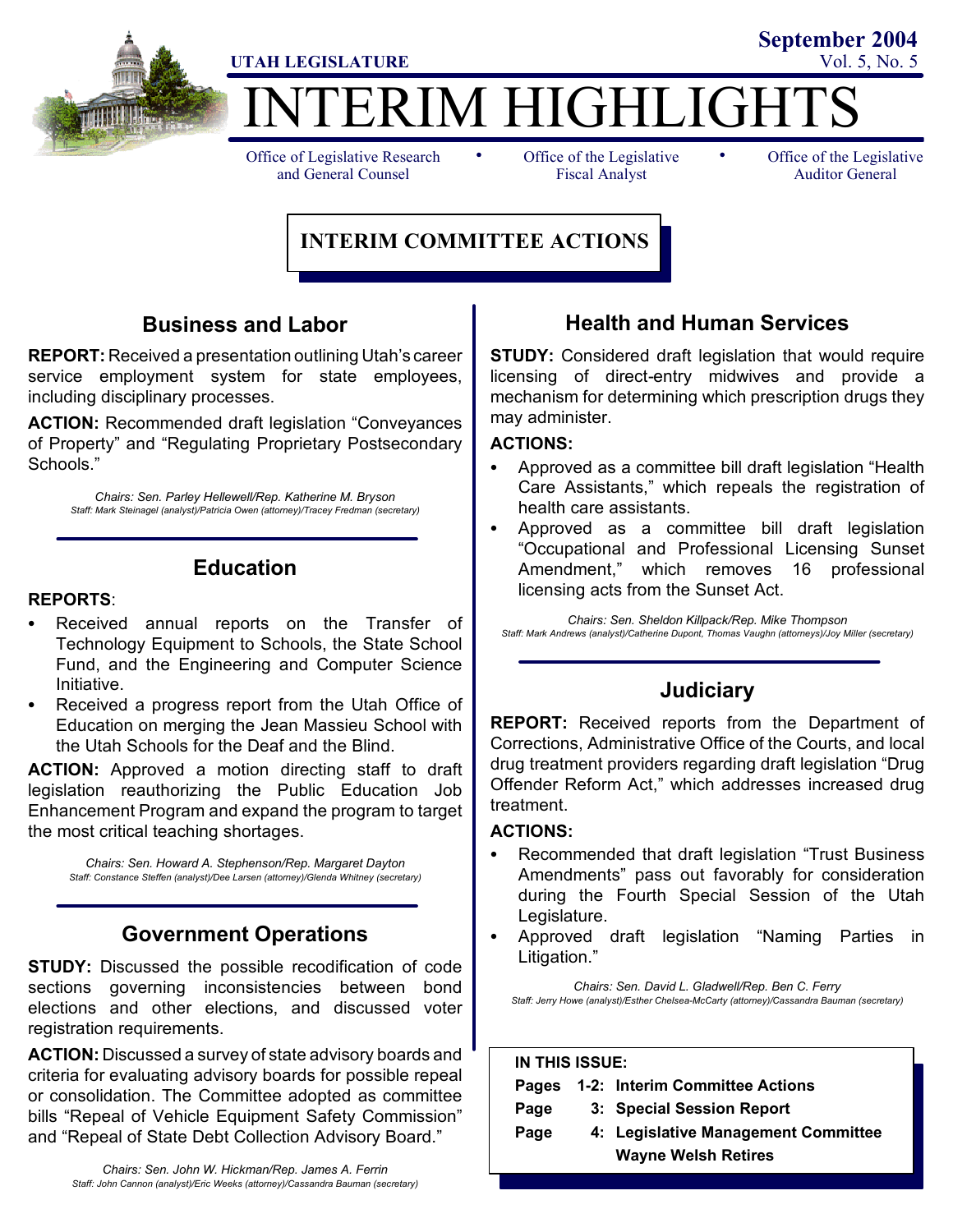UTAH LEGISLATURE

September 2004

# INTERIM HIGHLIGHTS

Office of Legislative Research and General Counsel • Office of the Legislative Fiscal Analyst • Office of the Legislative Auditor General

## INTERIM COMMITTEE ACTIONS

### Business and Labor

**REPORT:** Received a presentation outlining Utah's career service employment system for state employees, including disciplinary processes.

**ACTION:** Recommended draft legislation "Conveyances of Property" and "Regulating Proprietary Postsecondary Schools."

*Chairs: Sen. Parley Hellewell/Rep. Katherine M. Bryson*
*Staff: Mark Steinagel (analyst)/Patricia Owen (attorney)/Tracey Fredman (secretary)*

### Education

**REPORTS**:

- Received annual reports on the Transfer of Technology Equipment to Schools, the State School Fund, and the Engineering and Computer Science Initiative.
- Received a progress report from the Utah Office of Education on merging the Jean Massieu School with the Utah Schools for the Deaf and the Blind.

**ACTION:** Approved a motion directing staff to draft legislation reauthorizing the Public Education Job Enhancement Program and expand the program to target the most critical teaching shortages.

*Chairs: Sen. Howard A. Stephenson/Rep. Margaret Dayton*
*Staff: Constance Steffen (analyst)/Dee Larsen (attorney)/Glenda Whitney (secretary)*

### Government Operations

**STUDY:** Discussed the possible recodification of code sections governing inconsistencies between bond elections and other elections, and discussed voter registration requirements.

**ACTION:** Discussed a survey of state advisory boards and criteria for evaluating advisory boards for possible repeal or consolidation. The Committee adopted as committee bills "Repeal of Vehicle Equipment Safety Commission" and "Repeal of State Debt Collection Advisory Board."

*Chairs: Sen. John W. Hickman/Rep. James A. Ferrin*
*Staff: John Cannon (analyst)/Eric Weeks (attorney)/Cassandra Bauman (secretary)*

### Health and Human Services

**STUDY:** Considered draft legislation that would require licensing of direct-entry midwives and provide a mechanism for determining which prescription drugs they may administer.

**ACTIONS:**

- Approved as a committee bill draft legislation "Health Care Assistants," which repeals the registration of health care assistants.
- Approved as a committee bill draft legislation "Occupational and Professional Licensing Sunset Amendment," which removes 16 professional licensing acts from the Sunset Act.

*Chairs: Sen. Sheldon Killpack/Rep. Mike Thompson*
*Staff: Mark Andrews (analyst)/Catherine Dupont, Thomas Vaughn (attorneys)/Joy Miller (secretary)*

### Judiciary

**REPORT:** Received reports from the Department of Corrections, Administrative Office of the Courts, and local drug treatment providers regarding draft legislation "Drug Offender Reform Act," which addresses increased drug treatment.

**ACTIONS:**

- Recommended that draft legislation "Trust Business Amendments" pass out favorably for consideration during the Fourth Special Session of the Utah Legislature.
- Approved draft legislation "Naming Parties in Litigation."

*Chairs: Sen. David L. Gladwell/Rep. Ben C. Ferry*
*Staff: Jerry Howe (analyst)/Esther Chelsea-McCarty (attorney)/Cassandra Bauman (secretary)*

**IN THIS ISSUE:**

| | |
|---|---|
| **Pages 1-2:** | **Interim Committee Actions** |
| **Page 3:** | **Special Session Report** |
| **Page 4:** | **Legislative Management Committee Wayne Welsh Retires** |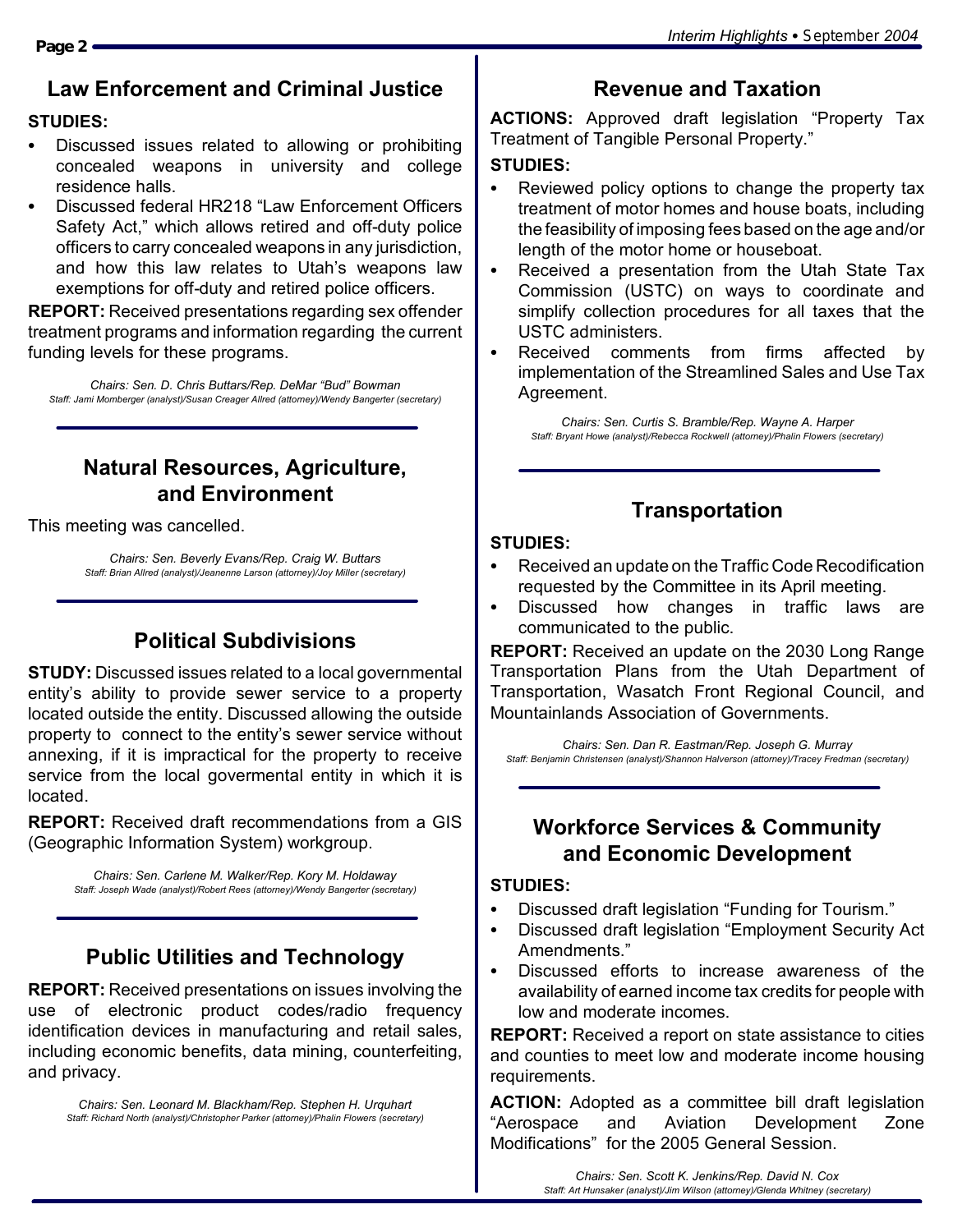## Law Enforcement and Criminal Justice

**STUDIES:**

- Discussed issues related to allowing or prohibiting concealed weapons in university and college residence halls.
- Discussed federal HR218 "Law Enforcement Officers Safety Act," which allows retired and off-duty police officers to carry concealed weapons in any jurisdiction, and how this law relates to Utah's weapons law exemptions for off-duty and retired police officers.

**REPORT:** Received presentations regarding sex offender treatment programs and information regarding the current funding levels for these programs.

*Chairs: Sen. D. Chris Buttars/Rep. DeMar "Bud" Bowman*
*Staff: Jami Momberger (analyst)/Susan Creager Allred (attorney)/Wendy Bangerter (secretary)*

## Natural Resources, Agriculture, and Environment

This meeting was cancelled.

*Chairs: Sen. Beverly Evans/Rep. Craig W. Buttars*
*Staff: Brian Allred (analyst)/Jeanenne Larson (attorney)/Joy Miller (secretary)*

## Political Subdivisions

**STUDY:** Discussed issues related to a local governmental entity's ability to provide sewer service to a property located outside the entity. Discussed allowing the outside property to connect to the entity's sewer service without annexing, if it is impractical for the property to receive service from the local govermental entity in which it is located.

**REPORT:** Received draft recommendations from a GIS (Geographic Information System) workgroup.

*Chairs: Sen. Carlene M. Walker/Rep. Kory M. Holdaway*
*Staff: Joseph Wade (analyst)/Robert Rees (attorney)/Wendy Bangerter (secretary)*

## Public Utilities and Technology

**REPORT:** Received presentations on issues involving the use of electronic product codes/radio frequency identification devices in manufacturing and retail sales, including economic benefits, data mining, counterfeiting, and privacy.

*Chairs: Sen. Leonard M. Blackham/Rep. Stephen H. Urquhart*
*Staff: Richard North (analyst)/Christopher Parker (attorney)/Phalin Flowers (secretary)*

## Revenue and Taxation

**ACTIONS:** Approved draft legislation "Property Tax Treatment of Tangible Personal Property."

**STUDIES:**

- Reviewed policy options to change the property tax treatment of motor homes and house boats, including the feasibility of imposing fees based on the age and/or length of the motor home or houseboat.
- Received a presentation from the Utah State Tax Commission (USTC) on ways to coordinate and simplify collection procedures for all taxes that the USTC administers.
- Received comments from firms affected by implementation of the Streamlined Sales and Use Tax Agreement.

*Chairs: Sen. Curtis S. Bramble/Rep. Wayne A. Harper*
*Staff: Bryant Howe (analyst)/Rebecca Rockwell (attorney)/Phalin Flowers (secretary)*

## Transportation

**STUDIES:**

- Received an update on the Traffic Code Recodification requested by the Committee in its April meeting.
- Discussed how changes in traffic laws are communicated to the public.

**REPORT:** Received an update on the 2030 Long Range Transportation Plans from the Utah Department of Transportation, Wasatch Front Regional Council, and Mountainlands Association of Governments.

*Chairs: Sen. Dan R. Eastman/Rep. Joseph G. Murray*
*Staff: Benjamin Christensen (analyst)/Shannon Halverson (attorney)/Tracey Fredman (secretary)*

## Workforce Services & Community and Economic Development

**STUDIES:**

- Discussed draft legislation "Funding for Tourism."
- Discussed draft legislation "Employment Security Act Amendments."
- Discussed efforts to increase awareness of the availability of earned income tax credits for people with low and moderate incomes.

**REPORT:** Received a report on state assistance to cities and counties to meet low and moderate income housing requirements.

**ACTION:** Adopted as a committee bill draft legislation "Aerospace and Aviation Development Zone Modifications" for the 2005 General Session.

*Chairs: Sen. Scott K. Jenkins/Rep. David N. Cox*
*Staff: Art Hunsaker (analyst)/Jim Wilson (attorney)/Glenda Whitney (secretary)*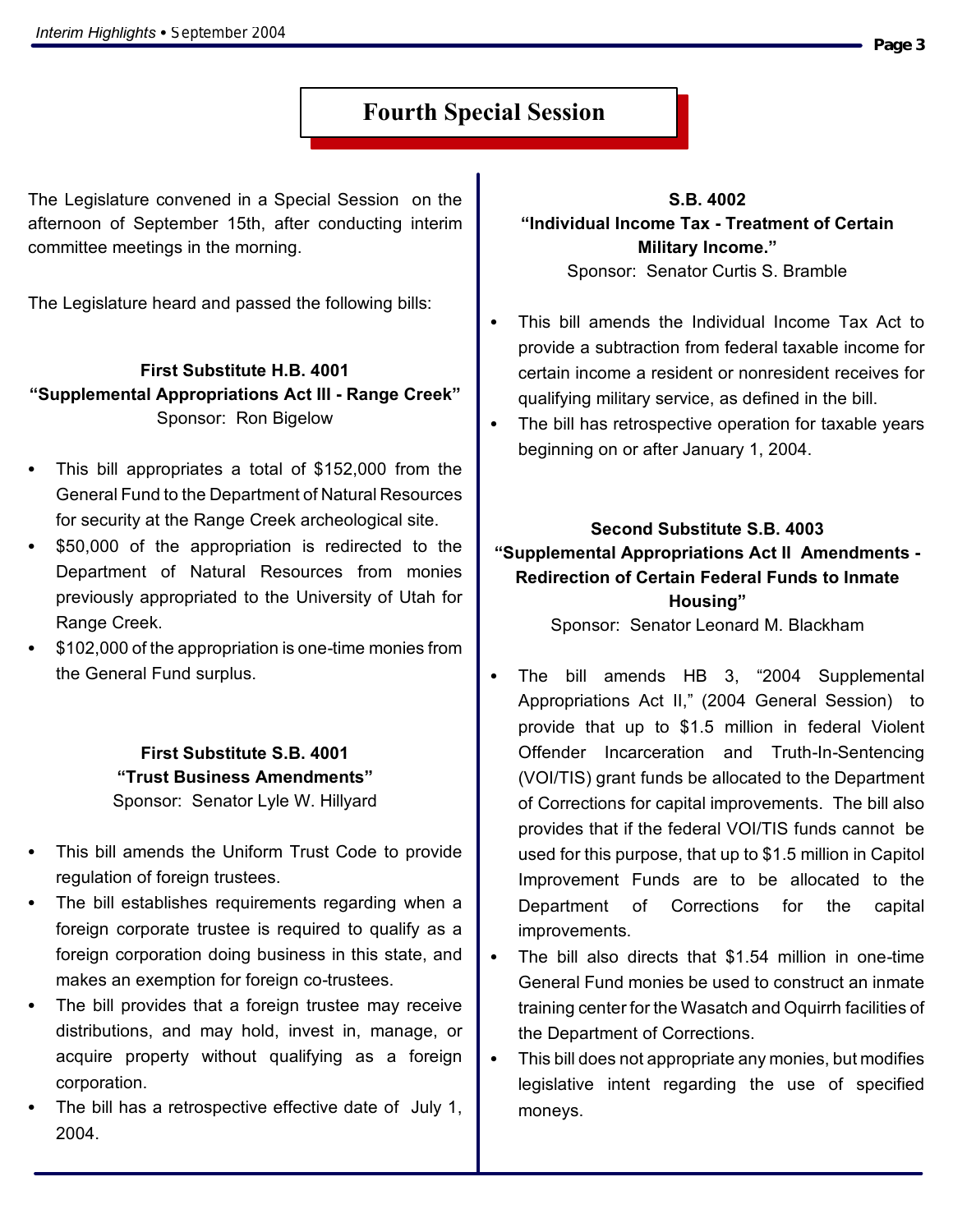# Fourth Special Session

The Legislature convened in a Special Session on the afternoon of September 15th, after conducting interim committee meetings in the morning.

The Legislature heard and passed the following bills:

### First Substitute H.B. 4001
### "Supplemental Appropriations Act III - Range Creek"

Sponsor: Ron Bigelow

- This bill appropriates a total of $152,000 from the General Fund to the Department of Natural Resources for security at the Range Creek archeological site.
- $50,000 of the appropriation is redirected to the Department of Natural Resources from monies previously appropriated to the University of Utah for Range Creek.
- $102,000 of the appropriation is one-time monies from the General Fund surplus.

### First Substitute S.B. 4001
### "Trust Business Amendments"

Sponsor: Senator Lyle W. Hillyard

- This bill amends the Uniform Trust Code to provide regulation of foreign trustees.
- The bill establishes requirements regarding when a foreign corporate trustee is required to qualify as a foreign corporation doing business in this state, and makes an exemption for foreign co-trustees.
- The bill provides that a foreign trustee may receive distributions, and may hold, invest in, manage, or acquire property without qualifying as a foreign corporation.
- The bill has a retrospective effective date of July 1, 2004.

### S.B. 4002
### "Individual Income Tax - Treatment of Certain Military Income."

Sponsor: Senator Curtis S. Bramble

- This bill amends the Individual Income Tax Act to provide a subtraction from federal taxable income for certain income a resident or nonresident receives for qualifying military service, as defined in the bill.
- The bill has retrospective operation for taxable years beginning on or after January 1, 2004.

### Second Substitute S.B. 4003
### "Supplemental Appropriations Act II Amendments - Redirection of Certain Federal Funds to Inmate Housing"

Sponsor: Senator Leonard M. Blackham

- The bill amends HB 3, "2004 Supplemental Appropriations Act II," (2004 General Session) to provide that up to $1.5 million in federal Violent Offender Incarceration and Truth-In-Sentencing (VOI/TIS) grant funds be allocated to the Department of Corrections for capital improvements. The bill also provides that if the federal VOI/TIS funds cannot be used for this purpose, that up to $1.5 million in Capitol Improvement Funds are to be allocated to the Department of Corrections for the capital improvements.
- The bill also directs that $1.54 million in one-time General Fund monies be used to construct an inmate training center for the Wasatch and Oquirrh facilities of the Department of Corrections.
- This bill does not appropriate any monies, but modifies legislative intent regarding the use of specified moneys.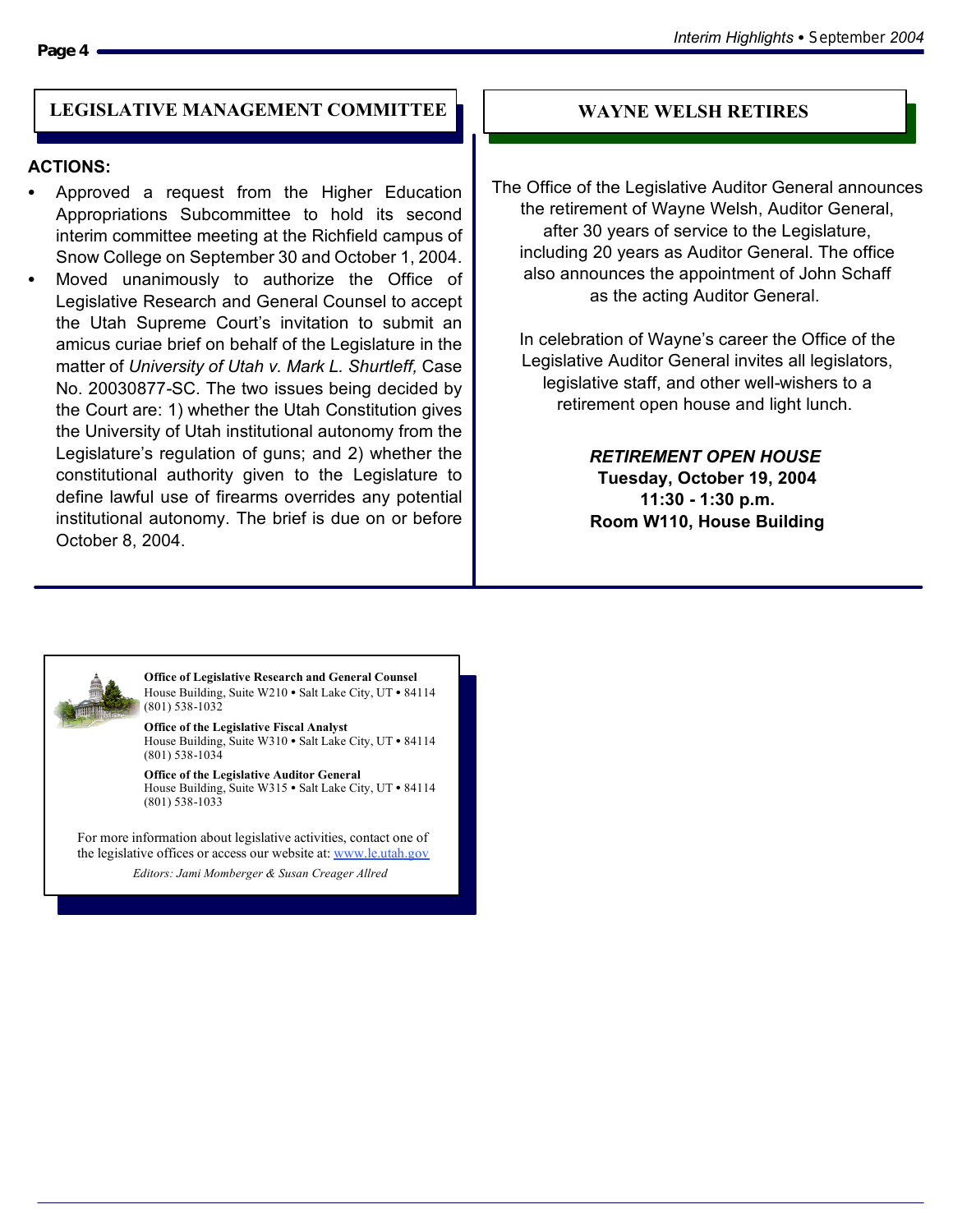## LEGISLATIVE MANAGEMENT COMMITTEE

**ACTIONS:**

- Approved a request from the Higher Education Appropriations Subcommittee to hold its second interim committee meeting at the Richfield campus of Snow College on September 30 and October 1, 2004.
- Moved unanimously to authorize the Office of Legislative Research and General Counsel to accept the Utah Supreme Court's invitation to submit an amicus curiae brief on behalf of the Legislature in the matter of *University of Utah v. Mark L. Shurtleff,* Case No. 20030877-SC. The two issues being decided by the Court are: 1) whether the Utah Constitution gives the University of Utah institutional autonomy from the Legislature's regulation of guns; and 2) whether the constitutional authority given to the Legislature to define lawful use of firearms overrides any potential institutional autonomy. The brief is due on or before October 8, 2004.

## WAYNE WELSH RETIRES

The Office of the Legislative Auditor General announces the retirement of Wayne Welsh, Auditor General, after 30 years of service to the Legislature, including 20 years as Auditor General. The office also announces the appointment of John Schaff as the acting Auditor General.

In celebration of Wayne's career the Office of the Legislative Auditor General invites all legislators, legislative staff, and other well-wishers to a retirement open house and light lunch.

***RETIREMENT OPEN HOUSE***
**Tuesday, October 19, 2004**
**11:30 - 1:30 p.m.**
**Room W110, House Building**

---

**Office of Legislative Research and General Counsel**
House Building, Suite W210 • Salt Lake City, UT • 84114
(801) 538-1032

**Office of the Legislative Fiscal Analyst**
House Building, Suite W310 • Salt Lake City, UT • 84114
(801) 538-1034

**Office of the Legislative Auditor General**
House Building, Suite W315 • Salt Lake City, UT • 84114
(801) 538-1033

For more information about legislative activities, contact one of the legislative offices or access our website at: www.le.utah.gov

*Editors: Jami Momberger & Susan Creager Allred*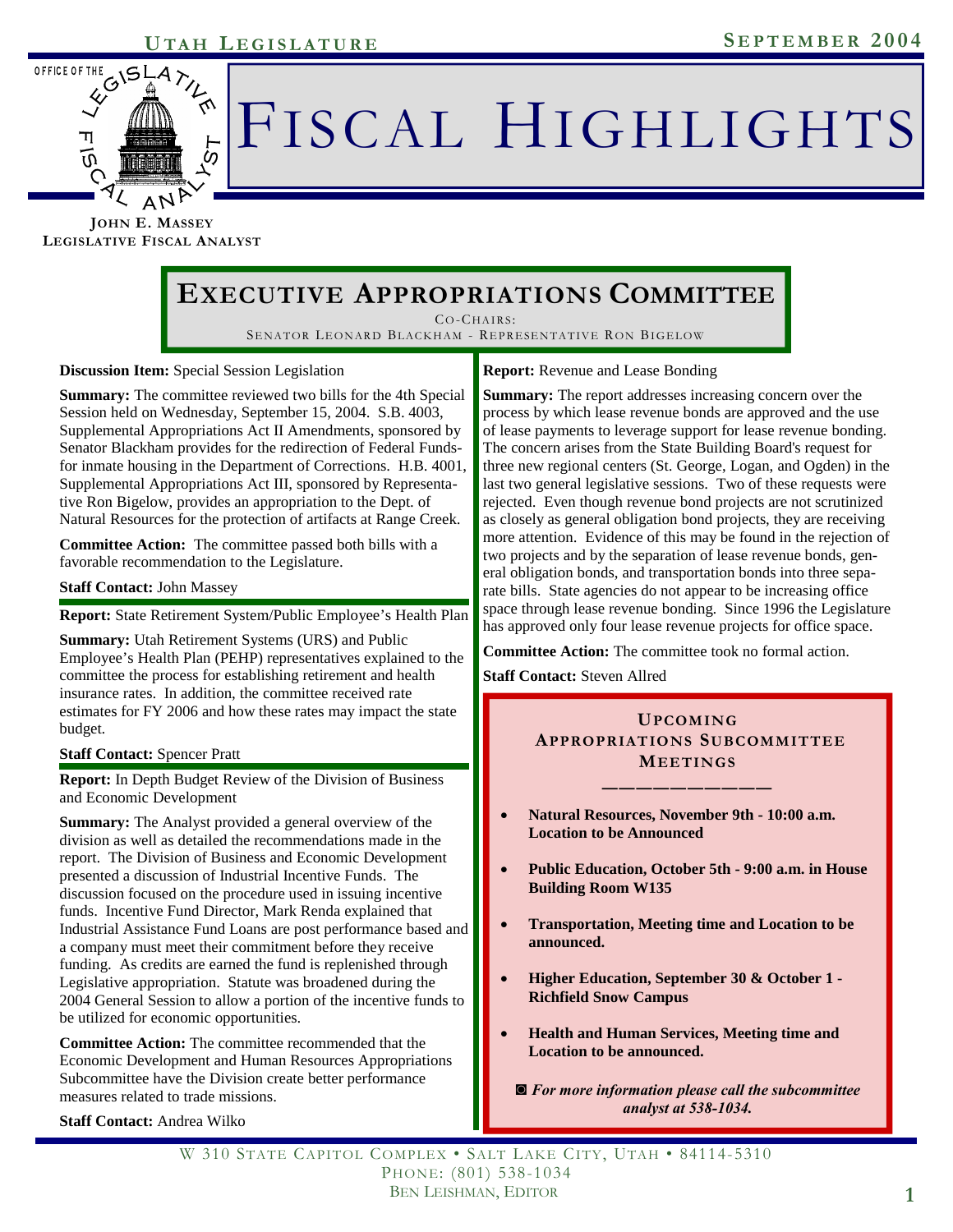# Executive Appropriations Committee

Co-Chairs:
Senator Leonard Blackham - Representative Ron Bigelow

**Discussion Item:** Special Session Legislation

**Summary:** The committee reviewed two bills for the 4th Special Session held on Wednesday, September 15, 2004. S.B. 4003, Supplemental Appropriations Act II Amendments, sponsored by Senator Blackham provides for the redirection of Federal Funds-for inmate housing in the Department of Corrections. H.B. 4001, Supplemental Appropriations Act III, sponsored by Representative Ron Bigelow, provides an appropriation to the Dept. of Natural Resources for the protection of artifacts at Range Creek.

**Committee Action:** The committee passed both bills with a favorable recommendation to the Legislature.

**Staff Contact:** John Massey

---

**Report:** State Retirement System/Public Employee's Health Plan

**Summary:** Utah Retirement Systems (URS) and Public Employee's Health Plan (PEHP) representatives explained to the committee the process for establishing retirement and health insurance rates. In addition, the committee received rate estimates for FY 2006 and how these rates may impact the state budget.

**Staff Contact:** Spencer Pratt

---

**Report:** In Depth Budget Review of the Division of Business and Economic Development

**Summary:** The Analyst provided a general overview of the division as well as detailed the recommendations made in the report. The Division of Business and Economic Development presented a discussion of Industrial Incentive Funds. The discussion focused on the procedure used in issuing incentive funds. Incentive Fund Director, Mark Renda explained that Industrial Assistance Fund Loans are post performance based and a company must meet their commitment before they receive funding. As credits are earned the fund is replenished through Legislative appropriation. Statute was broadened during the 2004 General Session to allow a portion of the incentive funds to be utilized for economic opportunities.

**Committee Action:** The committee recommended that the Economic Development and Human Resources Appropriations Subcommittee have the Division create better performance measures related to trade missions.

**Staff Contact:** Andrea Wilko

---

**Report:** Revenue and Lease Bonding

**Summary:** The report addresses increasing concern over the process by which lease revenue bonds are approved and the use of lease payments to leverage support for lease revenue bonding. The concern arises from the State Building Board's request for three new regional centers (St. George, Logan, and Ogden) in the last two general legislative sessions. Two of these requests were rejected. Even though revenue bond projects are not scrutinized as closely as general obligation bond projects, they are receiving more attention. Evidence of this may be found in the rejection of two projects and by the separation of lease revenue bonds, general obligation bonds, and transportation bonds into three separate bills. State agencies do not appear to be increasing office space through lease revenue bonding. Since 1996 the Legislature has approved only four lease revenue projects for office space.

**Committee Action:** The committee took no formal action.

**Staff Contact:** Steven Allred

---

## Upcoming Appropriations Subcommittee Meetings

- **Natural Resources, November 9th - 10:00 a.m. Location to be Announced**
- **Public Education, October 5th - 9:00 a.m. in House Building Room W135**
- **Transportation, Meeting time and Location to be announced.**
- **Higher Education, September 30 & October 1 - Richfield Snow Campus**
- **Health and Human Services, Meeting time and Location to be announced.**

◙ ***For more information please call the subcommittee analyst at 538-1034.***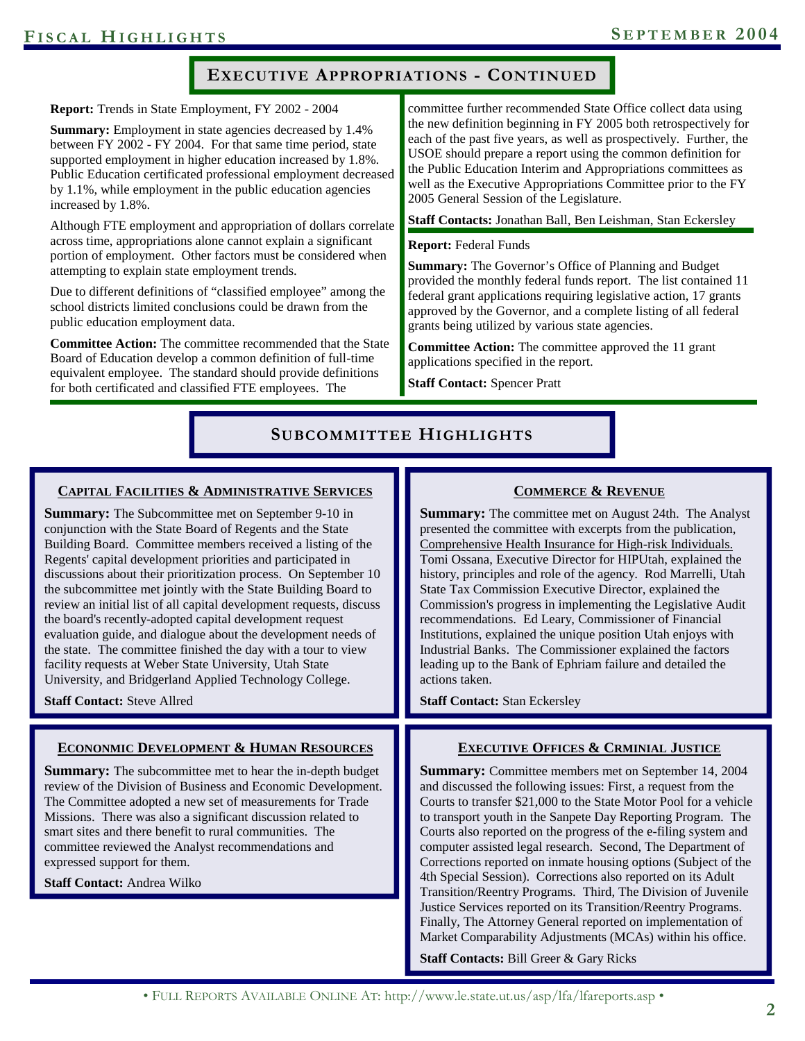## Executive Appropriations - Continued

**Report:** Trends in State Employment, FY 2002 - 2004

**Summary:** Employment in state agencies decreased by 1.4% between FY 2002 - FY 2004. For that same time period, state supported employment in higher education increased by 1.8%. Public Education certificated professional employment decreased by 1.1%, while employment in the public education agencies increased by 1.8%.

Although FTE employment and appropriation of dollars correlate across time, appropriations alone cannot explain a significant portion of employment. Other factors must be considered when attempting to explain state employment trends.

Due to different definitions of "classified employee" among the school districts limited conclusions could be drawn from the public education employment data.

**Committee Action:** The committee recommended that the State Board of Education develop a common definition of full-time equivalent employee. The standard should provide definitions for both certificated and classified FTE employees. The committee further recommended State Office collect data using the new definition beginning in FY 2005 both retrospectively for each of the past five years, as well as prospectively. Further, the USOE should prepare a report using the common definition for the Public Education Interim and Appropriations committees as well as the Executive Appropriations Committee prior to the FY 2005 General Session of the Legislature.

**Staff Contacts:** Jonathan Ball, Ben Leishman, Stan Eckersley

**Report:** Federal Funds

**Summary:** The Governor's Office of Planning and Budget provided the monthly federal funds report. The list contained 11 federal grant applications requiring legislative action, 17 grants approved by the Governor, and a complete listing of all federal grants being utilized by various state agencies.

**Committee Action:** The committee approved the 11 grant applications specified in the report.

**Staff Contact:** Spencer Pratt

## Subcommittee Highlights

### Capital Facilities & Administrative Services

**Summary:** The Subcommittee met on September 9-10 in conjunction with the State Board of Regents and the State Building Board. Committee members received a listing of the Regents' capital development priorities and participated in discussions about their prioritization process. On September 10 the subcommittee met jointly with the State Building Board to review an initial list of all capital development requests, discuss the board's recently-adopted capital development request evaluation guide, and dialogue about the development needs of the state. The committee finished the day with a tour to view facility requests at Weber State University, Utah State University, and Bridgerland Applied Technology College.

**Staff Contact:** Steve Allred

### Commerce & Revenue

**Summary:** The committee met on August 24th. The Analyst presented the committee with excerpts from the publication, Comprehensive Health Insurance for High-risk Individuals. Tomi Ossana, Executive Director for HIPUtah, explained the history, principles and role of the agency. Rod Marrelli, Utah State Tax Commission Executive Director, explained the Commission's progress in implementing the Legislative Audit recommendations. Ed Leary, Commissioner of Financial Institutions, explained the unique position Utah enjoys with Industrial Banks. The Commissioner explained the factors leading up to the Bank of Ephriam failure and detailed the actions taken.

**Staff Contact:** Stan Eckersley

### Econonmic Development & Human Resources

**Summary:** The subcommittee met to hear the in-depth budget review of the Division of Business and Economic Development. The Committee adopted a new set of measurements for Trade Missions. There was also a significant discussion related to smart sites and there benefit to rural communities. The committee reviewed the Analyst recommendations and expressed support for them.

**Staff Contact:** Andrea Wilko

### Executive Offices & Crminial Justice

**Summary:** Committee members met on September 14, 2004 and discussed the following issues: First, a request from the Courts to transfer $21,000 to the State Motor Pool for a vehicle to transport youth in the Sanpete Day Reporting Program. The Courts also reported on the progress of the e-filing system and computer assisted legal research. Second, The Department of Corrections reported on inmate housing options (Subject of the 4th Special Session). Corrections also reported on its Adult Transition/Reentry Programs. Third, The Division of Juvenile Justice Services reported on its Transition/Reentry Programs. Finally, The Attorney General reported on implementation of Market Comparability Adjustments (MCAs) within his office.

**Staff Contacts:** Bill Greer & Gary Ricks